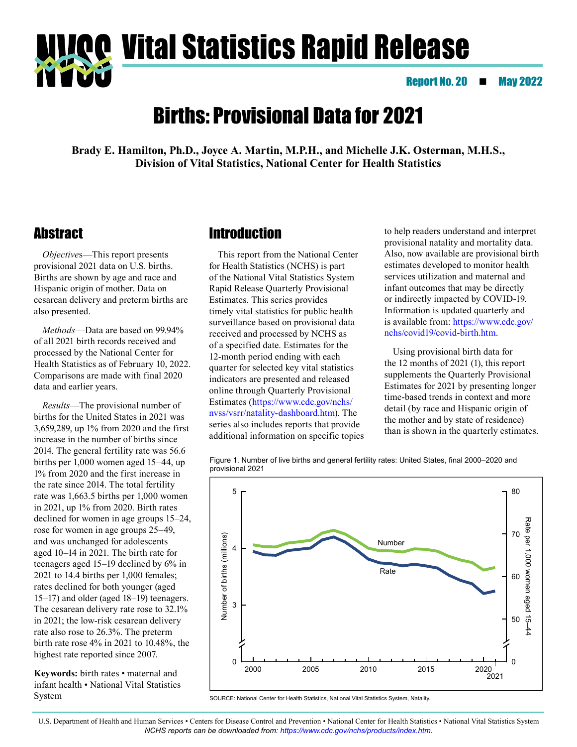# Vital Statistics Rapid Release

**Report No. 20 ■ May 2022**

# Births: Provisional Data for 2021

**Brady E. Hamilton, Ph.D., Joyce A. Martin, M.P.H., and Michelle J.K. Osterman, M.H.S., Division of Vital Statistics, National Center for Health Statistics**

## Abstract

*Objectives*—This report presents provisional 2021 data on U.S. births. Births are shown by age and race and Hispanic origin of mother. Data on cesarean delivery and preterm births are also presented.

*Methods*—Data are based on 99.94% of all 2021 birth records received and processed by the National Center for Health Statistics as of February 10, 2022. Comparisons are made with final 2020 data and earlier years.

*Results*—The provisional number of births for the United States in 2021 was 3,659,289, up 1% from 2020 and the first increase in the number of births since 2014. The general fertility rate was 56.6 births per 1,000 women aged 15–44, up 1% from 2020 and the first increase in the rate since 2014. The total fertility rate was 1,663.5 births per 1,000 women in 2021, up 1% from 2020. Birth rates declined for women in age groups 15–24, rose for women in age groups 25–49, and was unchanged for adolescents aged 10–14 in 2021. The birth rate for teenagers aged 15–19 declined by 6% in 2021 to 14.4 births per 1,000 females; rates declined for both younger (aged 15–17) and older (aged 18–19) teenagers. The cesarean delivery rate rose to 32.1% in 2021; the low-risk cesarean delivery rate also rose to 26.3%. The preterm birth rate rose 4% in 2021 to 10.48%, the highest rate reported since 2007.

**Keywords:** birth rates • maternal and infant health • National Vital Statistics System

## Introduction

This report from the National Center for Health Statistics (NCHS) is part of the National Vital Statistics System Rapid Release Quarterly Provisional Estimates. This series provides timely vital statistics for public health surveillance based on provisional data received and processed by NCHS as of a specified date. Estimates for the 12-month period ending with each quarter for selected key vital statistics indicators are presented and released online through Quarterly Provisional Estimates (https://www.cdc.gov/nchs/nvss/vsrr/natality-dashboard.htm). The series also includes reports that provide additional information on specific topics to help readers understand and interpret provisional natality and mortality data. Also, now available are provisional birth estimates developed to monitor health services utilization and maternal and infant outcomes that may be directly or indirectly impacted by COVID-19. Information is updated quarterly and is available from: https://www.cdc.gov/nchs/covid19/covid-birth.htm.

Using provisional birth data for the 12 months of 2021 (1), this report supplements the Quarterly Provisional Estimates for 2021 by presenting longer time-based trends in context and more detail (by race and Hispanic origin of the mother and by state of residence) than is shown in the quarterly estimates.

Figure 1. Number of live births and general fertility rates: United States, final 2000–2020 and provisional 2021

SOURCE: National Center for Health Statistics, National Vital Statistics System, Natality.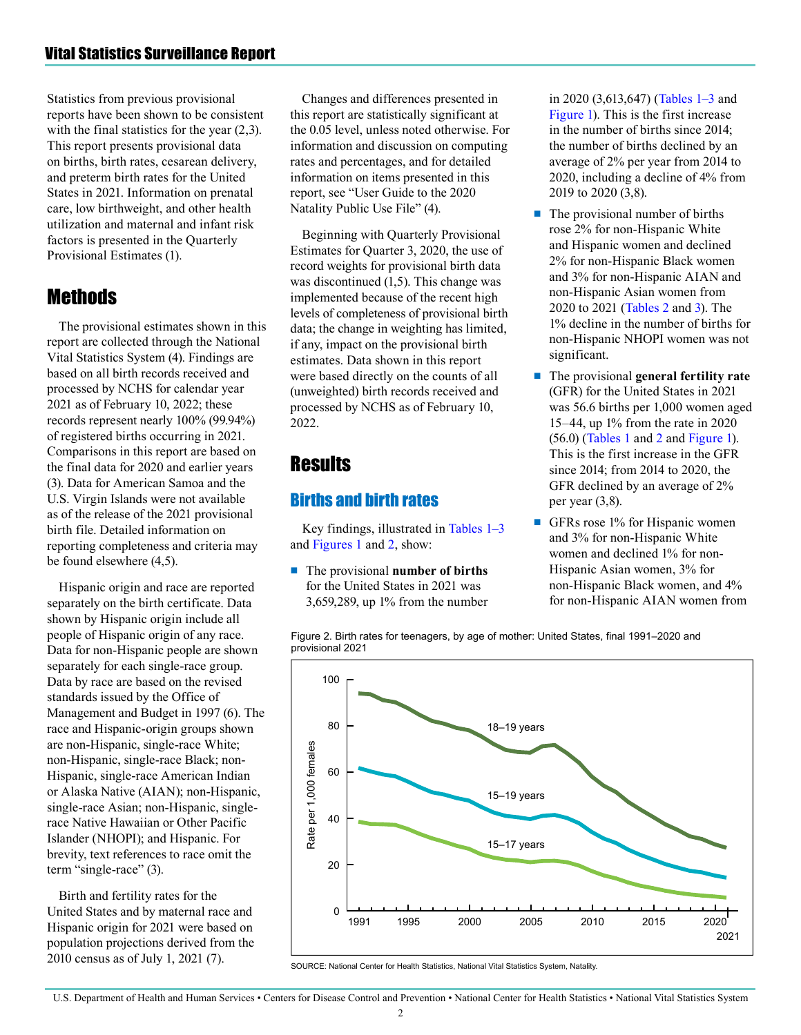Statistics from previous provisional reports have been shown to be consistent with the final statistics for the year (2,3). This report presents provisional data on births, birth rates, cesarean delivery, and preterm birth rates for the United States in 2021. Information on prenatal care, low birthweight, and other health utilization and maternal and infant risk factors is presented in the Quarterly Provisional Estimates (1).

## Methods

The provisional estimates shown in this report are collected through the National Vital Statistics System (4). Findings are based on all birth records received and processed by NCHS for calendar year 2021 as of February 10, 2022; these records represent nearly 100% (99.94%) of registered births occurring in 2021. Comparisons in this report are based on the final data for 2020 and earlier years (3). Data for American Samoa and the U.S. Virgin Islands were not available as of the release of the 2021 provisional birth file. Detailed information on reporting completeness and criteria may be found elsewhere (4,5).

Hispanic origin and race are reported separately on the birth certificate. Data shown by Hispanic origin include all people of Hispanic origin of any race. Data for non-Hispanic people are shown separately for each single-race group. Data by race are based on the revised standards issued by the Office of Management and Budget in 1997 (6). The race and Hispanic-origin groups shown are non-Hispanic, single-race White; non-Hispanic, single-race Black; non-Hispanic, single-race American Indian or Alaska Native (AIAN); non-Hispanic, single-race Asian; non-Hispanic, single-race Native Hawaiian or Other Pacific Islander (NHOPI); and Hispanic. For brevity, text references to race omit the term "single-race" (3).

Birth and fertility rates for the United States and by maternal race and Hispanic origin for 2021 were based on population projections derived from the 2010 census as of July 1, 2021 (7).

Changes and differences presented in this report are statistically significant at the 0.05 level, unless noted otherwise. For information and discussion on computing rates and percentages, and for detailed information on items presented in this report, see "User Guide to the 2020 Natality Public Use File" (4).

Beginning with Quarterly Provisional Estimates for Quarter 3, 2020, the use of record weights for provisional birth data was discontinued (1,5). This change was implemented because of the recent high levels of completeness of provisional birth data; the change in weighting has limited, if any, impact on the provisional birth estimates. Data shown in this report were based directly on the counts of all (unweighted) birth records received and processed by NCHS as of February 10, 2022.

## Results

### Births and birth rates

Key findings, illustrated in Tables 1–3 and Figures 1 and 2, show:

- The provisional **number of births** for the United States in 2021 was 3,659,289, up 1% from the number in 2020 (3,613,647) (Tables 1–3 and Figure 1). This is the first increase in the number of births since 2014; the number of births declined by an average of 2% per year from 2014 to 2020, including a decline of 4% from 2019 to 2020 (3,8).
- The provisional number of births rose 2% for non-Hispanic White and Hispanic women and declined 2% for non-Hispanic Black women and 3% for non-Hispanic AIAN and non-Hispanic Asian women from 2020 to 2021 (Tables 2 and 3). The 1% decline in the number of births for non-Hispanic NHOPI women was not significant.
- The provisional **general fertility rate** (GFR) for the United States in 2021 was 56.6 births per 1,000 women aged 15–44, up 1% from the rate in 2020 (56.0) (Tables 1 and 2 and Figure 1). This is the first increase in the GFR since 2014; from 2014 to 2020, the GFR declined by an average of 2% per year (3,8).
- GFRs rose 1% for Hispanic women and 3% for non-Hispanic White women and declined 1% for non-Hispanic Asian women, 3% for non-Hispanic Black women, and 4% for non-Hispanic AIAN women from

Figure 2. Birth rates for teenagers, by age of mother: United States, final 1991–2020 and provisional 2021

SOURCE: National Center for Health Statistics, National Vital Statistics System, Natality.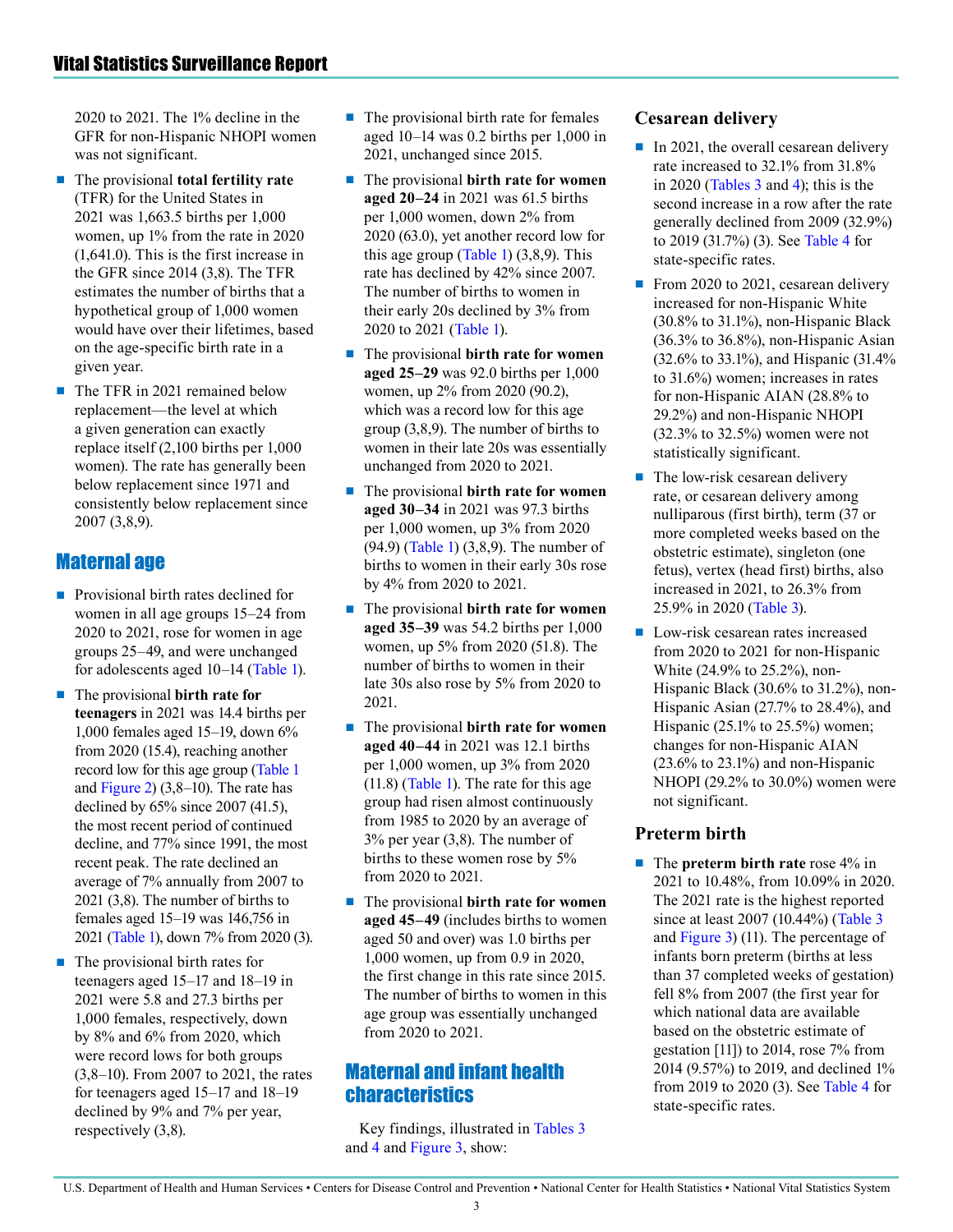2020 to 2021. The 1% decline in the GFR for non-Hispanic NHOPI women was not significant.

- The provisional **total fertility rate** (TFR) for the United States in 2021 was 1,663.5 births per 1,000 women, up 1% from the rate in 2020 (1,641.0). This is the first increase in the GFR since 2014 (3,8). The TFR estimates the number of births that a hypothetical group of 1,000 women would have over their lifetimes, based on the age-specific birth rate in a given year.
- The TFR in 2021 remained below replacement—the level at which a given generation can exactly replace itself (2,100 births per 1,000 women). The rate has generally been below replacement since 1971 and consistently below replacement since 2007 (3,8,9).

## Maternal age

- Provisional birth rates declined for women in all age groups 15–24 from 2020 to 2021, rose for women in age groups 25–49, and were unchanged for adolescents aged 10–14 (Table 1).
- The provisional **birth rate for teenagers** in 2021 was 14.4 births per 1,000 females aged 15–19, down 6% from 2020 (15.4), reaching another record low for this age group (Table 1 and Figure 2) (3,8–10). The rate has declined by 65% since 2007 (41.5), the most recent period of continued decline, and 77% since 1991, the most recent peak. The rate declined an average of 7% annually from 2007 to 2021 (3,8). The number of births to females aged 15–19 was 146,756 in 2021 (Table 1), down 7% from 2020 (3).
- The provisional birth rates for teenagers aged 15–17 and 18–19 in 2021 were 5.8 and 27.3 births per 1,000 females, respectively, down by 8% and 6% from 2020, which were record lows for both groups (3,8–10). From 2007 to 2021, the rates for teenagers aged 15–17 and 18–19 declined by 9% and 7% per year, respectively (3,8).
- The provisional birth rate for females aged 10–14 was 0.2 births per 1,000 in 2021, unchanged since 2015.
- The provisional **birth rate for women aged 20–24** in 2021 was 61.5 births per 1,000 women, down 2% from 2020 (63.0), yet another record low for this age group (Table 1) (3,8,9). This rate has declined by 42% since 2007. The number of births to women in their early 20s declined by 3% from 2020 to 2021 (Table 1).
- The provisional **birth rate for women aged 25–29** was 92.0 births per 1,000 women, up 2% from 2020 (90.2), which was a record low for this age group (3,8,9). The number of births to women in their late 20s was essentially unchanged from 2020 to 2021.
- The provisional **birth rate for women aged 30–34** in 2021 was 97.3 births per 1,000 women, up 3% from 2020 (94.9) (Table 1) (3,8,9). The number of births to women in their early 30s rose by 4% from 2020 to 2021.
- The provisional **birth rate for women aged 35–39** was 54.2 births per 1,000 women, up 5% from 2020 (51.8). The number of births to women in their late 30s also rose by 5% from 2020 to 2021.
- The provisional **birth rate for women aged 40–44** in 2021 was 12.1 births per 1,000 women, up 3% from 2020 (11.8) (Table 1). The rate for this age group had risen almost continuously from 1985 to 2020 by an average of 3% per year (3,8). The number of births to these women rose by 5% from 2020 to 2021.
- The provisional **birth rate for women aged 45–49** (includes births to women aged 50 and over) was 1.0 births per 1,000 women, up from 0.9 in 2020, the first change in this rate since 2015. The number of births to women in this age group was essentially unchanged from 2020 to 2021.

## Maternal and infant health characteristics

Key findings, illustrated in Tables 3 and 4 and Figure 3, show:

### Cesarean delivery

- In 2021, the overall cesarean delivery rate increased to 32.1% from 31.8% in 2020 (Tables 3 and 4); this is the second increase in a row after the rate generally declined from 2009 (32.9%) to 2019 (31.7%) (3). See Table 4 for state-specific rates.
- From 2020 to 2021, cesarean delivery increased for non-Hispanic White (30.8% to 31.1%), non-Hispanic Black (36.3% to 36.8%), non-Hispanic Asian (32.6% to 33.1%), and Hispanic (31.4% to 31.6%) women; increases in rates for non-Hispanic AIAN (28.8% to 29.2%) and non-Hispanic NHOPI (32.3% to 32.5%) women were not statistically significant.
- The low-risk cesarean delivery rate, or cesarean delivery among nulliparous (first birth), term (37 or more completed weeks based on the obstetric estimate), singleton (one fetus), vertex (head first) births, also increased in 2021, to 26.3% from 25.9% in 2020 (Table 3).
- Low-risk cesarean rates increased from 2020 to 2021 for non-Hispanic White (24.9% to 25.2%), non-Hispanic Black (30.6% to 31.2%), non-Hispanic Asian (27.7% to 28.4%), and Hispanic (25.1% to 25.5%) women; changes for non-Hispanic AIAN (23.6% to 23.1%) and non-Hispanic NHOPI (29.2% to 30.0%) women were not significant.

### Preterm birth

- The **preterm birth rate** rose 4% in 2021 to 10.48%, from 10.09% in 2020. The 2021 rate is the highest reported since at least 2007 (10.44%) (Table 3 and Figure 3) (11). The percentage of infants born preterm (births at less than 37 completed weeks of gestation) fell 8% from 2007 (the first year for which national data are available based on the obstetric estimate of gestation [11]) to 2014, rose 7% from 2014 (9.57%) to 2019, and declined 1% from 2019 to 2020 (3). See Table 4 for state-specific rates.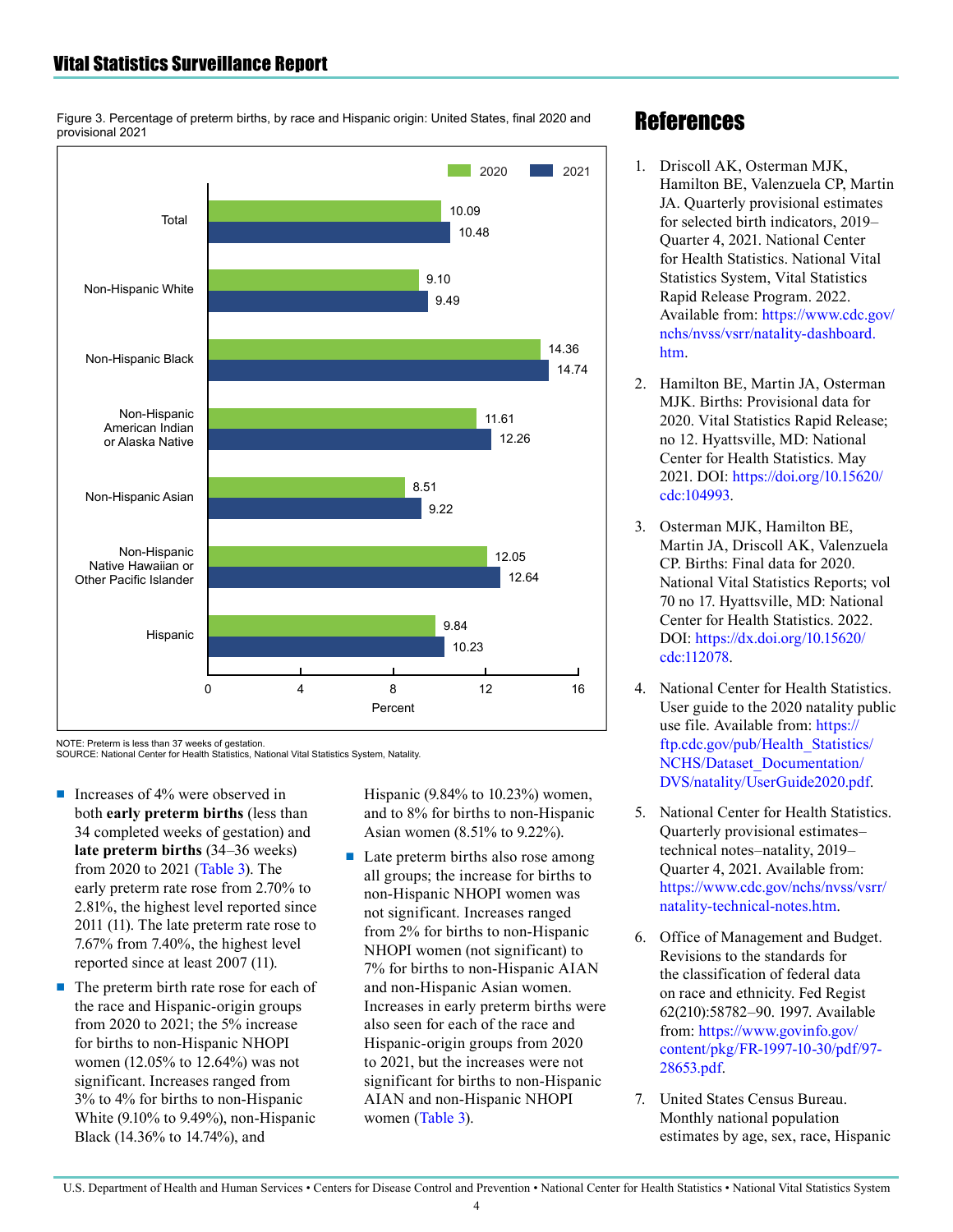Figure 3. Percentage of preterm births, by race and Hispanic origin: United States, final 2020 and provisional 2021

| Race and Hispanic origin | 2020 | 2021 |
|---|---|---|
| Total | 10.09 | 10.48 |
| Non-Hispanic White | 9.10 | 9.49 |
| Non-Hispanic Black | 14.36 | 14.74 |
| Non-Hispanic American Indian or Alaska Native | 11.61 | 12.26 |
| Non-Hispanic Asian | 8.51 | 9.22 |
| Non-Hispanic Native Hawaiian or Other Pacific Islander | 12.05 | 12.64 |
| Hispanic | 9.84 | 10.23 |

NOTE: Preterm is less than 37 weeks of gestation.
SOURCE: National Center for Health Statistics, National Vital Statistics System, Natality.

- Increases of 4% were observed in both **early preterm births** (less than 34 completed weeks of gestation) and **late preterm births** (34–36 weeks) from 2020 to 2021 (Table 3). The early preterm rate rose from 2.70% to 2.81%, the highest level reported since 2011 (11). The late preterm rate rose to 7.67% from 7.40%, the highest level reported since at least 2007 (11).
- The preterm birth rate rose for each of the race and Hispanic-origin groups from 2020 to 2021; the 5% increase for births to non-Hispanic NHOPI women (12.05% to 12.64%) was not significant. Increases ranged from 3% to 4% for births to non-Hispanic White (9.10% to 9.49%), non-Hispanic Black (14.36% to 14.74%), and Hispanic (9.84% to 10.23%) women, and to 8% for births to non-Hispanic Asian women (8.51% to 9.22%).
- Late preterm births also rose among all groups; the increase for births to non-Hispanic NHOPI women was not significant. Increases ranged from 2% for births to non-Hispanic NHOPI women (not significant) to 7% for births to non-Hispanic AIAN and non-Hispanic Asian women. Increases in early preterm births were also seen for each of the race and Hispanic-origin groups from 2020 to 2021, but the increases were not significant for births to non-Hispanic AIAN and non-Hispanic NHOPI women (Table 3).

# References

1. Driscoll AK, Osterman MJK, Hamilton BE, Valenzuela CP, Martin JA. Quarterly provisional estimates for selected birth indicators, 2019–Quarter 4, 2021. National Center for Health Statistics. National Vital Statistics System, Vital Statistics Rapid Release Program. 2022. Available from: https://www.cdc.gov/nchs/nvss/vsrr/natality-dashboard.htm.
2. Hamilton BE, Martin JA, Osterman MJK. Births: Provisional data for 2020. Vital Statistics Rapid Release; no 12. Hyattsville, MD: National Center for Health Statistics. May 2021. DOI: https://doi.org/10.15620/cdc:104993.
3. Osterman MJK, Hamilton BE, Martin JA, Driscoll AK, Valenzuela CP. Births: Final data for 2020. National Vital Statistics Reports; vol 70 no 17. Hyattsville, MD: National Center for Health Statistics. 2022. DOI: https://dx.doi.org/10.15620/cdc:112078.
4. National Center for Health Statistics. User guide to the 2020 natality public use file. Available from: https://ftp.cdc.gov/pub/Health_Statistics/NCHS/Dataset_Documentation/DVS/natality/UserGuide2020.pdf.
5. National Center for Health Statistics. Quarterly provisional estimates–technical notes–natality, 2019–Quarter 4, 2021. Available from: https://www.cdc.gov/nchs/nvss/vsrr/natality-technical-notes.htm.
6. Office of Management and Budget. Revisions to the standards for the classification of federal data on race and ethnicity. Fed Regist 62(210):58782–90. 1997. Available from: https://www.govinfo.gov/content/pkg/FR-1997-10-30/pdf/97-28653.pdf.
7. United States Census Bureau. Monthly national population estimates by age, sex, race, Hispanic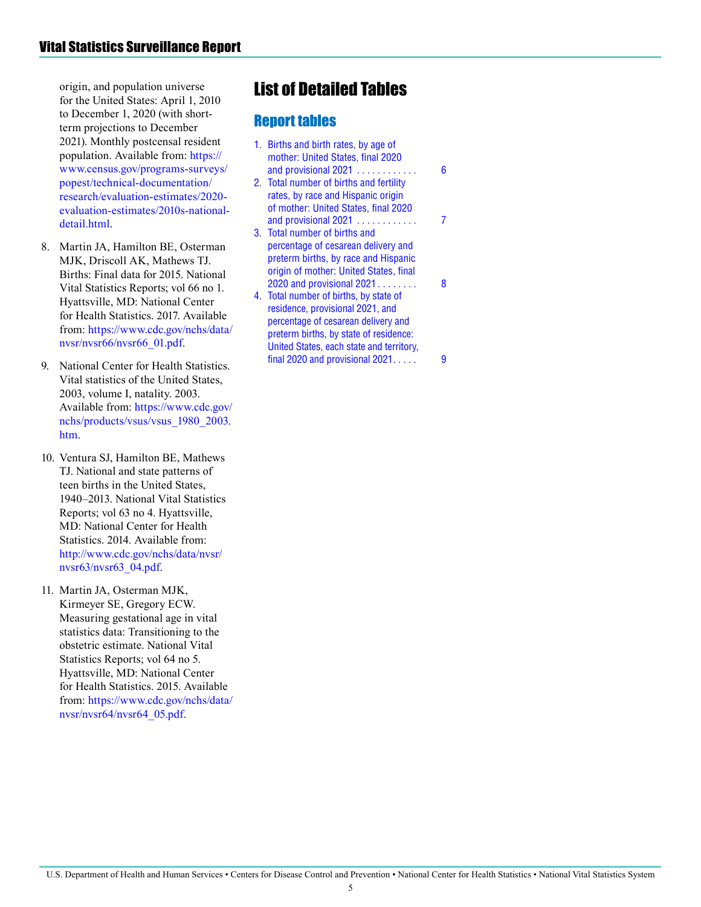origin, and population universe for the United States: April 1, 2010 to December 1, 2020 (with short-term projections to December 2021). Monthly postcensal resident population. Available from: https://www.census.gov/programs-surveys/popest/technical-documentation/research/evaluation-estimates/2020-evaluation-estimates/2010s-national-detail.html.

8. Martin JA, Hamilton BE, Osterman MJK, Driscoll AK, Mathews TJ. Births: Final data for 2015. National Vital Statistics Reports; vol 66 no 1. Hyattsville, MD: National Center for Health Statistics. 2017. Available from: https://www.cdc.gov/nchs/data/nvsr/nvsr66/nvsr66_01.pdf.

9. National Center for Health Statistics. Vital statistics of the United States, 2003, volume I, natality. 2003. Available from: https://www.cdc.gov/nchs/products/vsus/vsus_1980_2003.htm.

10. Ventura SJ, Hamilton BE, Mathews TJ. National and state patterns of teen births in the United States, 1940–2013. National Vital Statistics Reports; vol 63 no 4. Hyattsville, MD: National Center for Health Statistics. 2014. Available from: http://www.cdc.gov/nchs/data/nvsr/nvsr63/nvsr63_04.pdf.

11. Martin JA, Osterman MJK, Kirmeyer SE, Gregory ECW. Measuring gestational age in vital statistics data: Transitioning to the obstetric estimate. National Vital Statistics Reports; vol 64 no 5. Hyattsville, MD: National Center for Health Statistics. 2015. Available from: https://www.cdc.gov/nchs/data/nvsr/nvsr64/nvsr64_05.pdf.

# List of Detailed Tables

## Report tables

1. Births and birth rates, by age of mother: United States, final 2020 and provisional 2021 . . . . . . . . . . . . 6
2. Total number of births and fertility rates, by race and Hispanic origin of mother: United States, final 2020 and provisional 2021 . . . . . . . . . . . . 7
3. Total number of births and percentage of cesarean delivery and preterm births, by race and Hispanic origin of mother: United States, final 2020 and provisional 2021 . . . . . . . . 8
4. Total number of births, by state of residence, provisional 2021, and percentage of cesarean delivery and preterm births, by state of residence: United States, each state and territory, final 2020 and provisional 2021. . . . . 9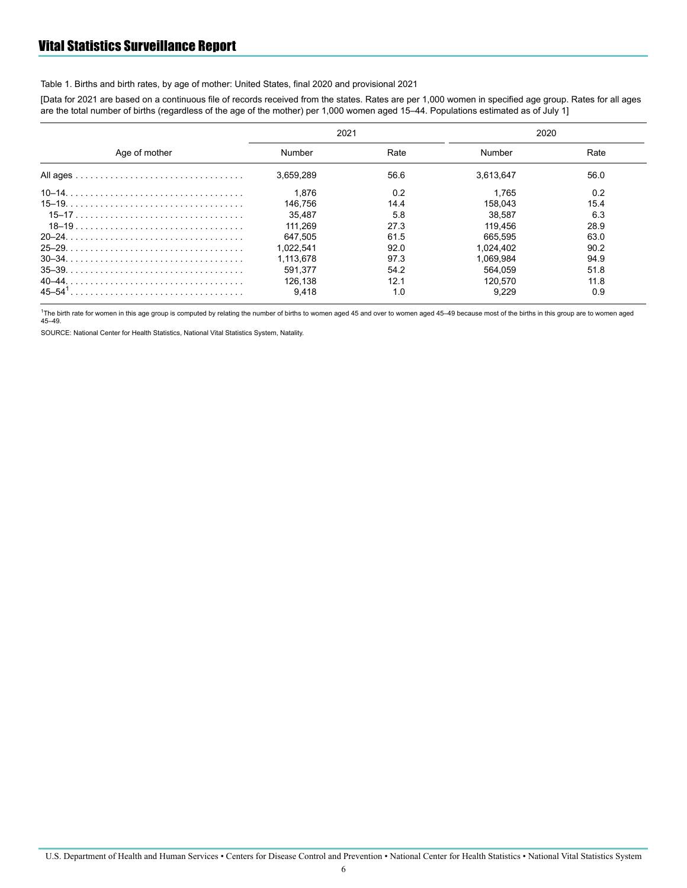Table 1. Births and birth rates, by age of mother: United States, final 2020 and provisional 2021

[Data for 2021 are based on a continuous file of records received from the states. Rates are per 1,000 women in specified age group. Rates for all ages are the total number of births (regardless of the age of the mother) per 1,000 women aged 15–44. Populations estimated as of July 1]

| Age of mother | 2021 | | 2020 | |
|---|---|---|---|---|
| | Number | Rate | Number | Rate |
| All ages | 3,659,289 | 56.6 | 3,613,647 | 56.0 |
| 10–14 | 1,876 | 0.2 | 1,765 | 0.2 |
| 15–19 | 146,756 | 14.4 | 158,043 | 15.4 |
| 15–17 | 35,487 | 5.8 | 38,587 | 6.3 |
| 18–19 | 111,269 | 27.3 | 119,456 | 28.9 |
| 20–24 | 647,505 | 61.5 | 665,595 | 63.0 |
| 25–29 | 1,022,541 | 92.0 | 1,024,402 | 90.2 |
| 30–34 | 1,113,678 | 97.3 | 1,069,984 | 94.9 |
| 35–39 | 591,377 | 54.2 | 564,059 | 51.8 |
| 40–44 | 126,138 | 12.1 | 120,570 | 11.8 |
| 45–54[1] | 9,418 | 1.0 | 9,229 | 0.9 |

[1]The birth rate for women in this age group is computed by relating the number of births to women aged 45 and over to women aged 45–49 because most of the births in this group are to women aged 45–49.

SOURCE: National Center for Health Statistics, National Vital Statistics System, Natality.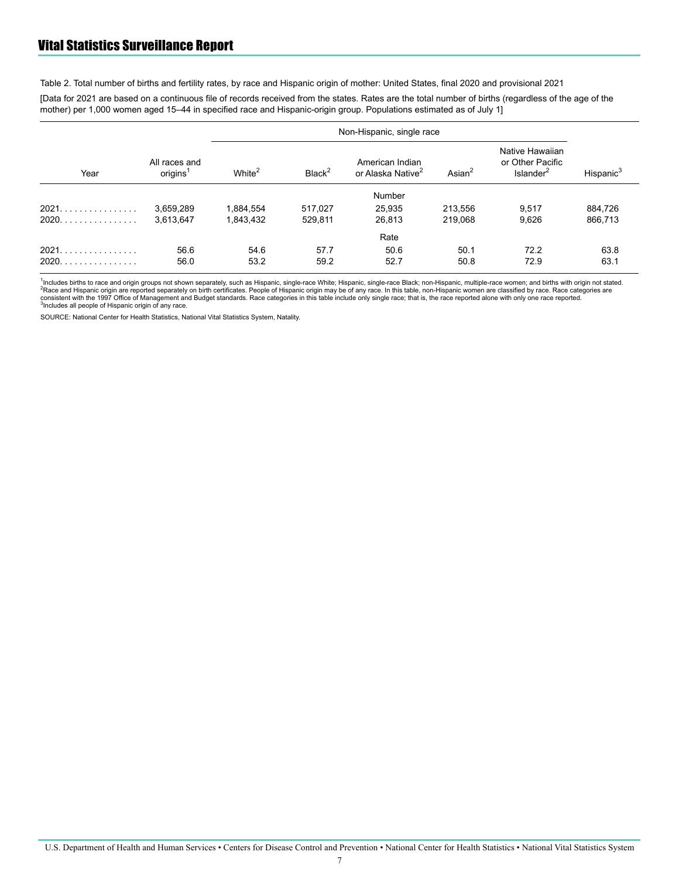Table 2. Total number of births and fertility rates, by race and Hispanic origin of mother: United States, final 2020 and provisional 2021

[Data for 2021 are based on a continuous file of records received from the states. Rates are the total number of births (regardless of the age of the mother) per 1,000 women aged 15–44 in specified race and Hispanic-origin group. Populations estimated as of July 1]

| Year | All races and origins[1] | Non-Hispanic, single race | | | | | Hispanic[3] |
|---|---|---|---|---|---|---|---|
| | | White[2] | Black[2] | American Indian or Alaska Native[2] | Asian[2] | Native Hawaiian or Other Pacific Islander[2] | |
| | | | | Number | | | |
| 2021 | 3,659,289 | 1,884,554 | 517,027 | 25,935 | 213,556 | 9,517 | 884,726 |
| 2020 | 3,613,647 | 1,843,432 | 529,811 | 26,813 | 219,068 | 9,626 | 866,713 |
| | | | | Rate | | | |
| 2021 | 56.6 | 54.6 | 57.7 | 50.6 | 50.1 | 72.2 | 63.8 |
| 2020 | 56.0 | 53.2 | 59.2 | 52.7 | 50.8 | 72.9 | 63.1 |

[1]Includes births to race and origin groups not shown separately, such as Hispanic, single-race White; Hispanic, single-race Black; non-Hispanic, multiple-race women; and births with origin not stated.
[2]Race and Hispanic origin are reported separately on birth certificates. People of Hispanic origin may be of any race. In this table, non-Hispanic women are classified by race. Race categories are consistent with the 1997 Office of Management and Budget standards. Race categories in this table include only single race; that is, the race reported alone with only one race reported.
[3]Includes all people of Hispanic origin of any race.

SOURCE: National Center for Health Statistics, National Vital Statistics System, Natality.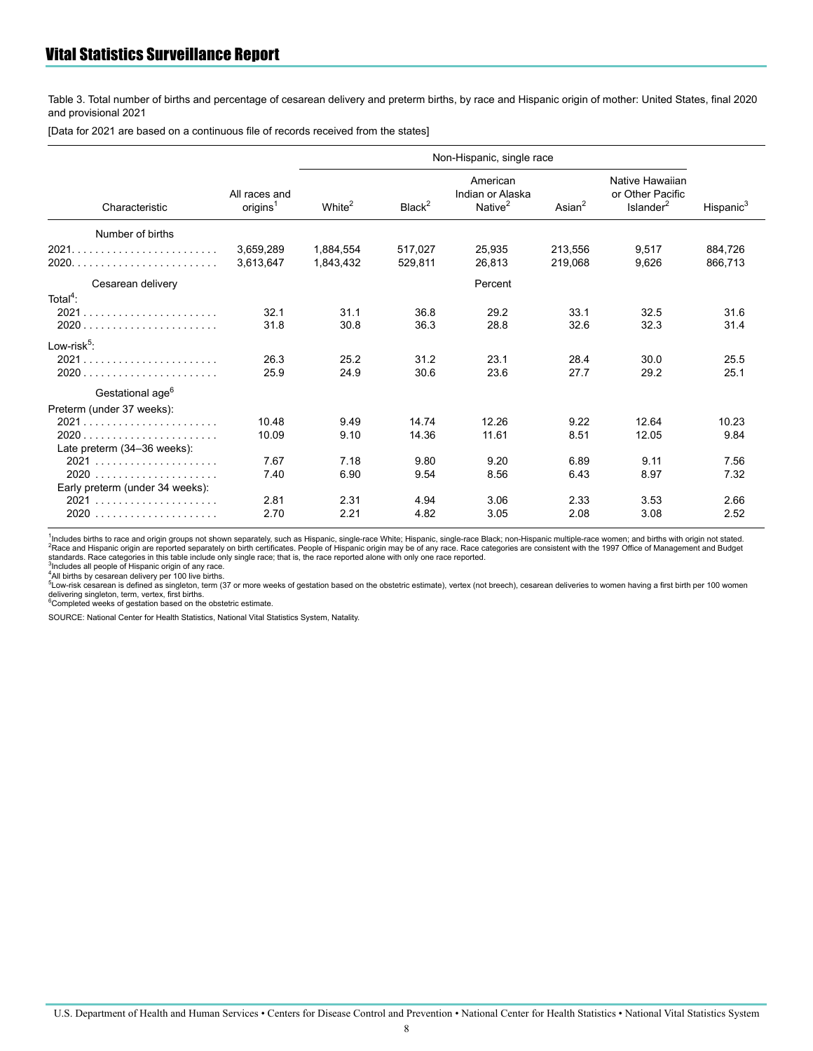Table 3. Total number of births and percentage of cesarean delivery and preterm births, by race and Hispanic origin of mother: United States, final 2020 and provisional 2021

[Data for 2021 are based on a continuous file of records received from the states]

| Characteristic | All races and origins[1] | Non-Hispanic, single race | | | | | Hispanic[3] |
|---|---|---|---|---|---|---|---|
| | | White[2] | Black[2] | American Indian or Alaska Native[2] | Asian[2] | Native Hawaiian or Other Pacific Islander[2] | |
| **Number of births** | | | | | | | |
| 2021 | 3,659,289 | 1,884,554 | 517,027 | 25,935 | 213,556 | 9,517 | 884,726 |
| 2020 | 3,613,647 | 1,843,432 | 529,811 | 26,813 | 219,068 | 9,626 | 866,713 |
| **Cesarean delivery** | | | | Percent | | | |
| Total[4]: | | | | | | | |
| 2021 | 32.1 | 31.1 | 36.8 | 29.2 | 33.1 | 32.5 | 31.6 |
| 2020 | 31.8 | 30.8 | 36.3 | 28.8 | 32.6 | 32.3 | 31.4 |
| Low-risk[5]: | | | | | | | |
| 2021 | 26.3 | 25.2 | 31.2 | 23.1 | 28.4 | 30.0 | 25.5 |
| 2020 | 25.9 | 24.9 | 30.6 | 23.6 | 27.7 | 29.2 | 25.1 |
| **Gestational age[6]** | | | | | | | |
| Preterm (under 37 weeks): | | | | | | | |
| 2021 | 10.48 | 9.49 | 14.74 | 12.26 | 9.22 | 12.64 | 10.23 |
| 2020 | 10.09 | 9.10 | 14.36 | 11.61 | 8.51 | 12.05 | 9.84 |
| Late preterm (34–36 weeks): | | | | | | | |
| 2021 | 7.67 | 7.18 | 9.80 | 9.20 | 6.89 | 9.11 | 7.56 |
| 2020 | 7.40 | 6.90 | 9.54 | 8.56 | 6.43 | 8.97 | 7.32 |
| Early preterm (under 34 weeks): | | | | | | | |
| 2021 | 2.81 | 2.31 | 4.94 | 3.06 | 2.33 | 3.53 | 2.66 |
| 2020 | 2.70 | 2.21 | 4.82 | 3.05 | 2.08 | 3.08 | 2.52 |

[1]Includes births to race and origin groups not shown separately, such as Hispanic, single-race White; Hispanic, single-race Black; non-Hispanic multiple-race women; and births with origin not stated.
[2]Race and Hispanic origin are reported separately on birth certificates. People of Hispanic origin may be of any race. Race categories are consistent with the 1997 Office of Management and Budget standards. Race categories in this table include only single race; that is, the race reported alone with only one race reported.
[3]Includes all people of Hispanic origin of any race.
[4]All births by cesarean delivery per 100 live births.
[5]Low-risk cesarean is defined as singleton, term (37 or more weeks of gestation based on the obstetric estimate), vertex (not breech), cesarean deliveries to women having a first birth per 100 women delivering singleton, term, vertex, first births.
[6]Completed weeks of gestation based on the obstetric estimate.

SOURCE: National Center for Health Statistics, National Vital Statistics System, Natality.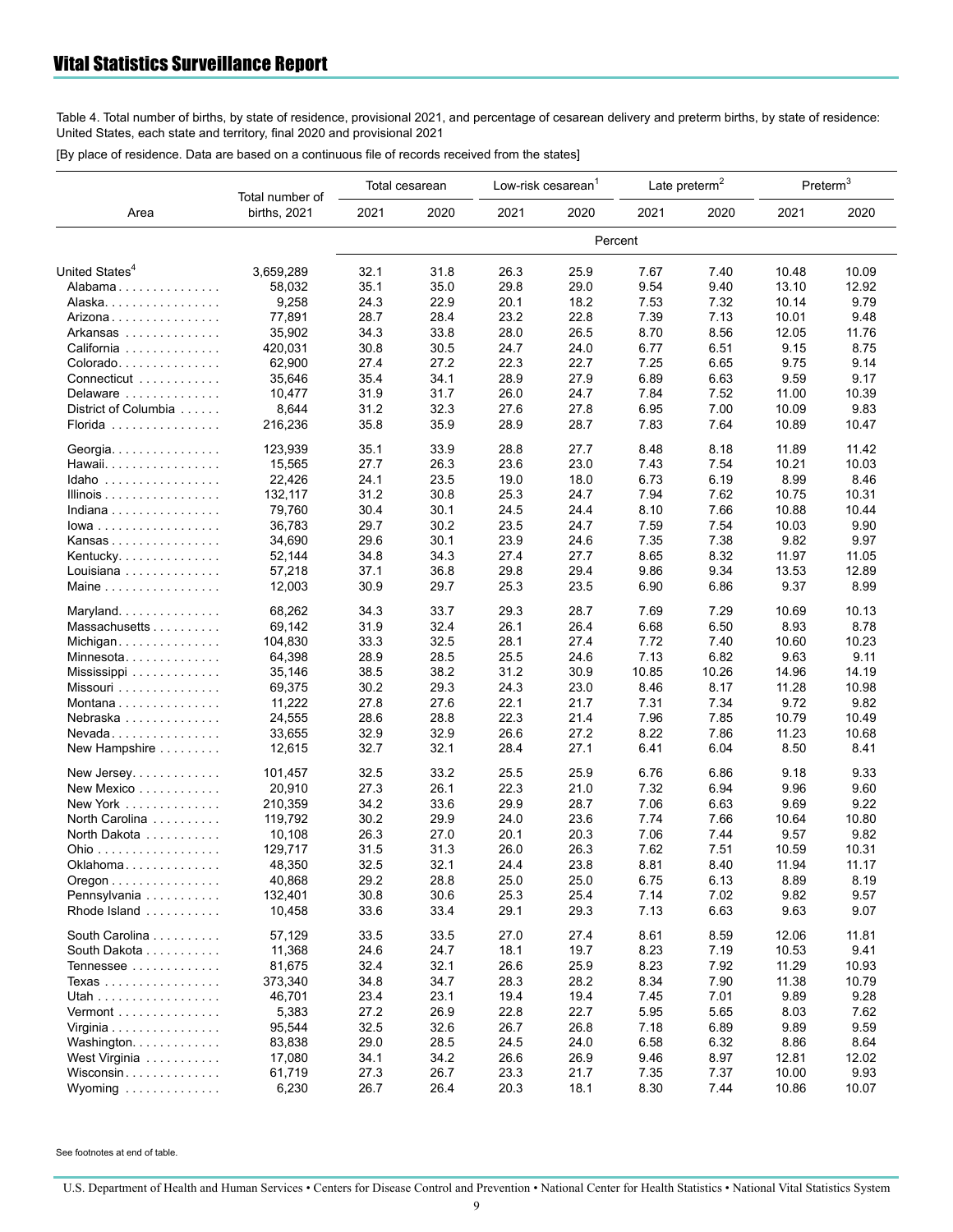## Vital Statistics Surveillance Report

Table 4. Total number of births, by state of residence, provisional 2021, and percentage of cesarean delivery and preterm births, by state of residence: United States, each state and territory, final 2020 and provisional 2021

[By place of residence. Data are based on a continuous file of records received from the states]

| Area | Total number of births, 2021 | Total cesarean | | Low-risk cesarean[1] | | Late preterm[2] | | Preterm[3] | |
|---|---|---|---|---|---|---|---|---|---|
| | | 2021 | 2020 | 2021 | 2020 | 2021 | 2020 | 2021 | 2020 |
| | | Percent | | | | | | | |
| United States[4] | 3,659,289 | 32.1 | 31.8 | 26.3 | 25.9 | 7.67 | 7.40 | 10.48 | 10.09 |
| Alabama | 58,032 | 35.1 | 35.0 | 29.8 | 29.0 | 9.54 | 9.40 | 13.10 | 12.92 |
| Alaska | 9,258 | 24.3 | 22.9 | 20.1 | 18.2 | 7.53 | 7.32 | 10.14 | 9.79 |
| Arizona | 77,891 | 28.7 | 28.4 | 23.2 | 22.8 | 7.39 | 7.13 | 10.01 | 9.48 |
| Arkansas | 35,902 | 34.3 | 33.8 | 28.0 | 26.5 | 8.70 | 8.56 | 12.05 | 11.76 |
| California | 420,031 | 30.8 | 30.5 | 24.7 | 24.0 | 6.77 | 6.51 | 9.15 | 8.75 |
| Colorado | 62,900 | 27.4 | 27.2 | 22.3 | 22.7 | 7.25 | 6.65 | 9.75 | 9.14 |
| Connecticut | 35,646 | 35.4 | 34.1 | 28.9 | 27.9 | 6.89 | 6.63 | 9.59 | 9.17 |
| Delaware | 10,477 | 31.9 | 31.7 | 26.0 | 24.7 | 7.84 | 7.52 | 11.00 | 10.39 |
| District of Columbia | 8,644 | 31.2 | 32.3 | 27.6 | 27.8 | 6.95 | 7.00 | 10.09 | 9.83 |
| Florida | 216,236 | 35.8 | 35.9 | 28.9 | 28.7 | 7.83 | 7.64 | 10.89 | 10.47 |
| Georgia | 123,939 | 35.1 | 33.9 | 28.8 | 27.7 | 8.48 | 8.18 | 11.89 | 11.42 |
| Hawaii | 15,565 | 27.7 | 26.3 | 23.6 | 23.0 | 7.43 | 7.54 | 10.21 | 10.03 |
| Idaho | 22,426 | 24.1 | 23.5 | 19.0 | 18.0 | 6.73 | 6.19 | 8.99 | 8.46 |
| Illinois | 132,117 | 31.2 | 30.8 | 25.3 | 24.7 | 7.94 | 7.62 | 10.75 | 10.31 |
| Indiana | 79,760 | 30.4 | 30.1 | 24.5 | 24.4 | 8.10 | 7.66 | 10.88 | 10.44 |
| Iowa | 36,783 | 29.7 | 30.2 | 23.5 | 24.7 | 7.59 | 7.54 | 10.03 | 9.90 |
| Kansas | 34,690 | 29.6 | 30.1 | 23.9 | 24.6 | 7.35 | 7.38 | 9.82 | 9.97 |
| Kentucky | 52,144 | 34.8 | 34.3 | 27.4 | 27.7 | 8.65 | 8.32 | 11.97 | 11.05 |
| Louisiana | 57,218 | 37.1 | 36.8 | 29.8 | 29.4 | 9.86 | 9.34 | 13.53 | 12.89 |
| Maine | 12,003 | 30.9 | 29.7 | 25.3 | 23.5 | 6.90 | 6.86 | 9.37 | 8.99 |
| Maryland | 68,262 | 34.3 | 33.7 | 29.3 | 28.7 | 7.69 | 7.29 | 10.69 | 10.13 |
| Massachusetts | 69,142 | 31.9 | 32.4 | 26.1 | 26.4 | 6.68 | 6.50 | 8.93 | 8.78 |
| Michigan | 104,830 | 33.3 | 32.5 | 28.1 | 27.4 | 7.72 | 7.40 | 10.60 | 10.23 |
| Minnesota | 64,398 | 28.9 | 28.5 | 25.5 | 24.6 | 7.13 | 6.82 | 9.63 | 9.11 |
| Mississippi | 35,146 | 38.5 | 38.2 | 31.2 | 30.9 | 10.85 | 10.26 | 14.96 | 14.19 |
| Missouri | 69,375 | 30.2 | 29.3 | 24.3 | 23.0 | 8.46 | 8.17 | 11.28 | 10.98 |
| Montana | 11,222 | 27.8 | 27.6 | 22.1 | 21.7 | 7.31 | 7.34 | 9.72 | 9.82 |
| Nebraska | 24,555 | 28.6 | 28.8 | 22.3 | 21.4 | 7.96 | 7.85 | 10.79 | 10.49 |
| Nevada | 33,655 | 32.9 | 32.9 | 26.6 | 27.2 | 8.22 | 7.86 | 11.23 | 10.68 |
| New Hampshire | 12,615 | 32.7 | 32.1 | 28.4 | 27.1 | 6.41 | 6.04 | 8.50 | 8.41 |
| New Jersey | 101,457 | 32.5 | 33.2 | 25.5 | 25.9 | 6.76 | 6.86 | 9.18 | 9.33 |
| New Mexico | 20,910 | 27.3 | 26.1 | 22.3 | 21.0 | 7.32 | 6.94 | 9.96 | 9.60 |
| New York | 210,359 | 34.2 | 33.6 | 29.9 | 28.7 | 7.06 | 6.63 | 9.69 | 9.22 |
| North Carolina | 119,792 | 30.2 | 29.9 | 24.0 | 23.6 | 7.74 | 7.66 | 10.64 | 10.80 |
| North Dakota | 10,108 | 26.3 | 27.0 | 20.1 | 20.3 | 7.06 | 7.44 | 9.57 | 9.82 |
| Ohio | 129,717 | 31.5 | 31.3 | 26.0 | 26.3 | 7.62 | 7.51 | 10.59 | 10.31 |
| Oklahoma | 48,350 | 32.5 | 32.1 | 24.4 | 23.8 | 8.81 | 8.40 | 11.94 | 11.17 |
| Oregon | 40,868 | 29.2 | 28.8 | 25.0 | 25.0 | 6.75 | 6.13 | 8.89 | 8.19 |
| Pennsylvania | 132,401 | 30.8 | 30.6 | 25.3 | 25.4 | 7.14 | 7.02 | 9.82 | 9.57 |
| Rhode Island | 10,458 | 33.6 | 33.4 | 29.1 | 29.3 | 7.13 | 6.63 | 9.63 | 9.07 |
| South Carolina | 57,129 | 33.5 | 33.5 | 27.0 | 27.4 | 8.61 | 8.59 | 12.06 | 11.81 |
| South Dakota | 11,368 | 24.6 | 24.7 | 18.1 | 19.7 | 8.23 | 7.19 | 10.53 | 9.41 |
| Tennessee | 81,675 | 32.4 | 32.1 | 26.6 | 25.9 | 8.23 | 7.92 | 11.29 | 10.93 |
| Texas | 373,340 | 34.8 | 34.7 | 28.3 | 28.2 | 8.34 | 7.90 | 11.38 | 10.79 |
| Utah | 46,701 | 23.4 | 23.1 | 19.4 | 19.4 | 7.45 | 7.01 | 9.89 | 9.28 |
| Vermont | 5,383 | 27.2 | 26.9 | 22.8 | 22.7 | 5.95 | 5.65 | 8.03 | 7.62 |
| Virginia | 95,544 | 32.5 | 32.6 | 26.7 | 26.8 | 7.18 | 6.89 | 9.89 | 9.59 |
| Washington | 83,838 | 29.0 | 28.5 | 24.5 | 24.0 | 6.58 | 6.32 | 8.86 | 8.64 |
| West Virginia | 17,080 | 34.1 | 34.2 | 26.6 | 26.9 | 9.46 | 8.97 | 12.81 | 12.02 |
| Wisconsin | 61,719 | 27.3 | 26.7 | 23.3 | 21.7 | 7.35 | 7.37 | 10.00 | 9.93 |
| Wyoming | 6,230 | 26.7 | 26.4 | 20.3 | 18.1 | 8.30 | 7.44 | 10.86 | 10.07 |

See footnotes at end of table.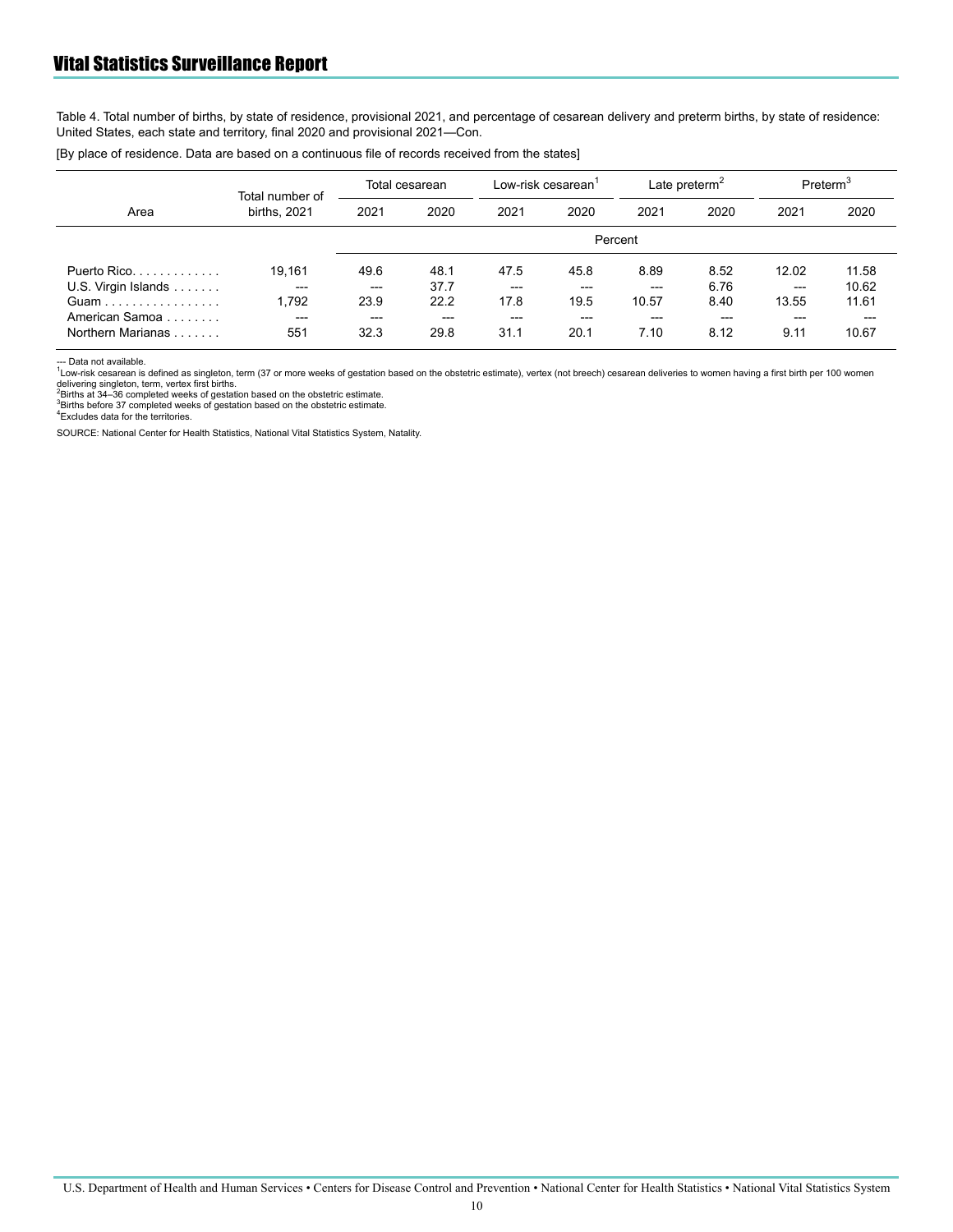Table 4. Total number of births, by state of residence, provisional 2021, and percentage of cesarean delivery and preterm births, by state of residence: United States, each state and territory, final 2020 and provisional 2021—Con.

[By place of residence. Data are based on a continuous file of records received from the states]

| Area | Total number of births, 2021 | Total cesarean | | Low-risk cesarean[1] | | Late preterm[2] | | Preterm[3] | |
|---|---|---|---|---|---|---|---|---|---|
| | | 2021 | 2020 | 2021 | 2020 | 2021 | 2020 | 2021 | 2020 |
| | | Percent | | | | | | | |
| Puerto Rico | 19,161 | 49.6 | 48.1 | 47.5 | 45.8 | 8.89 | 8.52 | 12.02 | 11.58 |
| U.S. Virgin Islands | --- | --- | 37.7 | --- | --- | --- | 6.76 | --- | 10.62 |
| Guam | 1,792 | 23.9 | 22.2 | 17.8 | 19.5 | 10.57 | 8.40 | 13.55 | 11.61 |
| American Samoa | --- | --- | --- | --- | --- | --- | --- | --- | --- |
| Northern Marianas | 551 | 32.3 | 29.8 | 31.1 | 20.1 | 7.10 | 8.12 | 9.11 | 10.67 |

--- Data not available.

[1]Low-risk cesarean is defined as singleton, term (37 or more weeks of gestation based on the obstetric estimate), vertex (not breech) cesarean deliveries to women having a first birth per 100 women delivering singleton, term, vertex first births.

[2]Births at 34–36 completed weeks of gestation based on the obstetric estimate.

[3]Births before 37 completed weeks of gestation based on the obstetric estimate.

[4]Excludes data for the territories.

SOURCE: National Center for Health Statistics, National Vital Statistics System, Natality.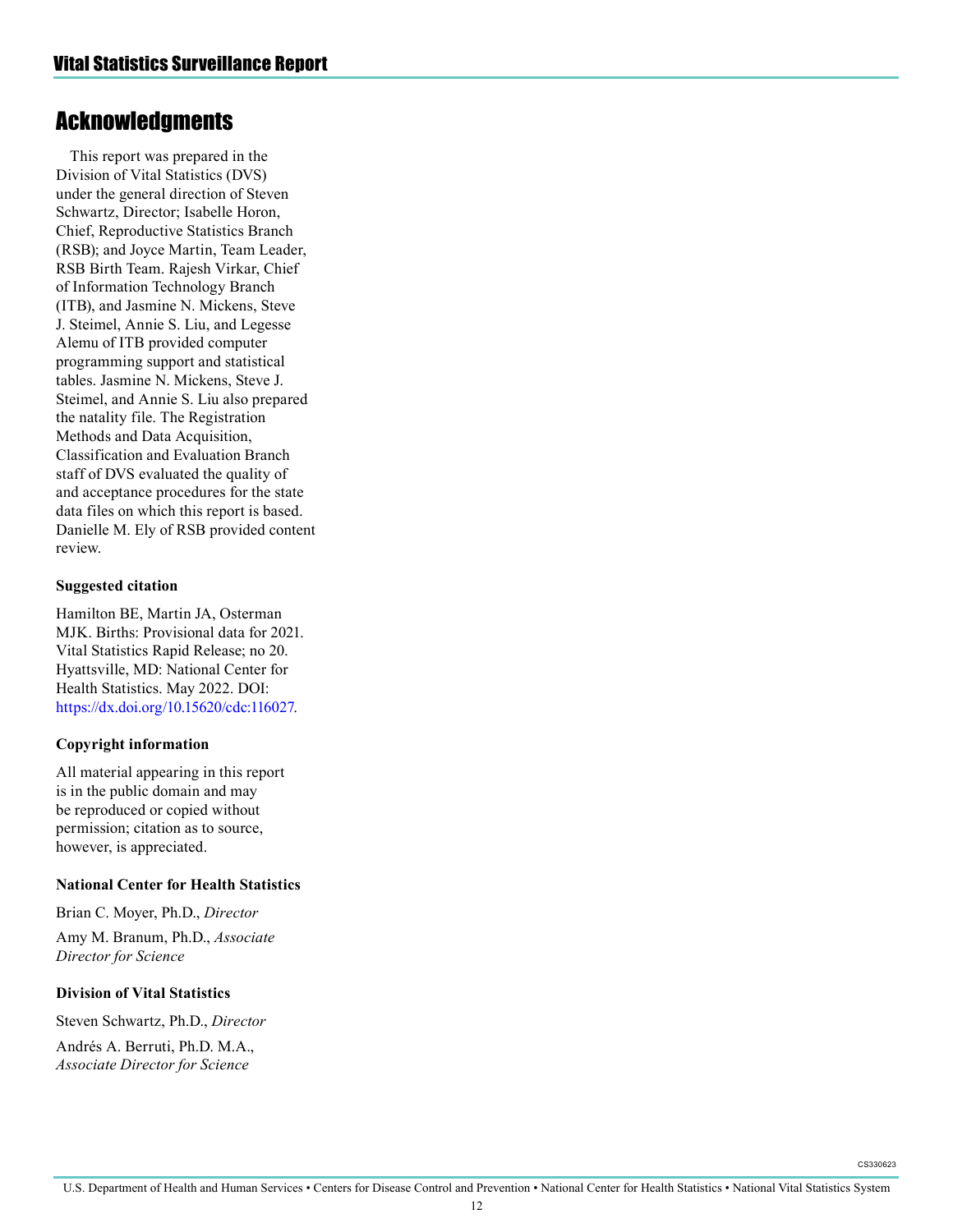## Acknowledgments

This report was prepared in the Division of Vital Statistics (DVS) under the general direction of Steven Schwartz, Director; Isabelle Horon, Chief, Reproductive Statistics Branch (RSB); and Joyce Martin, Team Leader, RSB Birth Team. Rajesh Virkar, Chief of Information Technology Branch (ITB), and Jasmine N. Mickens, Steve J. Steimel, Annie S. Liu, and Legesse Alemu of ITB provided computer programming support and statistical tables. Jasmine N. Mickens, Steve J. Steimel, and Annie S. Liu also prepared the natality file. The Registration Methods and Data Acquisition, Classification and Evaluation Branch staff of DVS evaluated the quality of and acceptance procedures for the state data files on which this report is based. Danielle M. Ely of RSB provided content review.

**Suggested citation**

Hamilton BE, Martin JA, Osterman MJK. Births: Provisional data for 2021. Vital Statistics Rapid Release; no 20. Hyattsville, MD: National Center for Health Statistics. May 2022. DOI: https://dx.doi.org/10.15620/cdc:116027.

**Copyright information**

All material appearing in this report is in the public domain and may be reproduced or copied without permission; citation as to source, however, is appreciated.

**National Center for Health Statistics**

Brian C. Moyer, Ph.D., *Director*

Amy M. Branum, Ph.D., *Associate Director for Science*

**Division of Vital Statistics**

Steven Schwartz, Ph.D., *Director*

Andrés A. Berruti, Ph.D. M.A., *Associate Director for Science*

CS330623